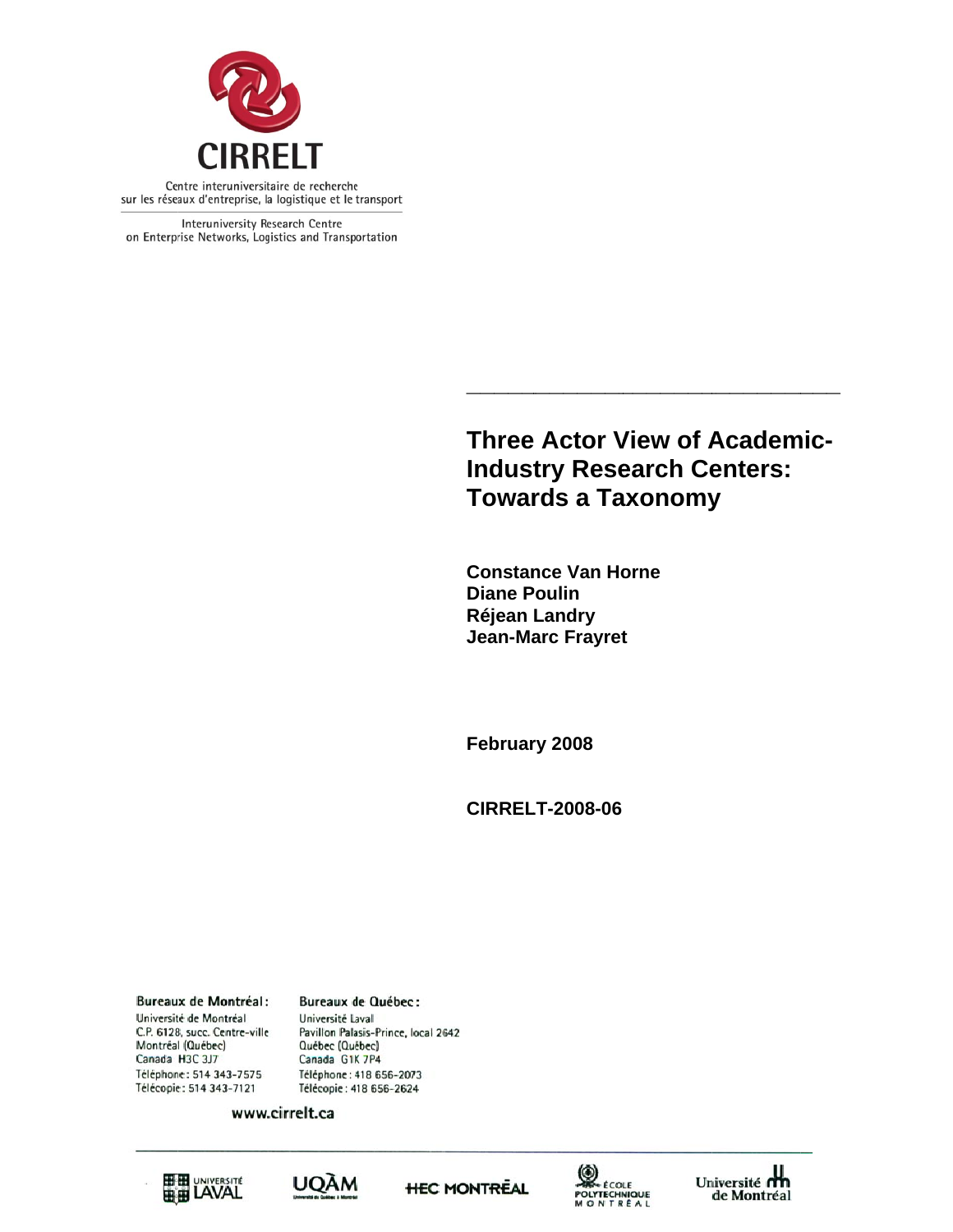CIRRELT

Centre interuniversitaire de recherche sur les réseaux d'entreprise, la logistique et le transport

Interuniversity Research Centre on Enterprise Networks, Logistics and Transportation

# Three Actor View of Academic-Industry Research Centers: Towards a Taxonomy

**Constance Van Horne**
**Diane Poulin**
**Réjean Landry**
**Jean-Marc Frayret**

**February 2008**

**CIRRELT-2008-06**

**Bureaux de Montréal :**
Université de Montréal
C.P. 6128, succ. Centre-ville
Montréal (Québec)
Canada H3C 3J7
Téléphone : 514 343-7575
Télécopie : 514 343-7121

**Bureaux de Québec :**
Université Laval
Pavillon Palasis-Prince, local 2642
Québec (Québec)
Canada G1K 7P4
Téléphone : 418 656-2073
Télécopie : 418 656-2624

www.cirrelt.ca

Université Laval · UQÀM · HEC Montréal · École Polytechnique Montréal · Université de Montréal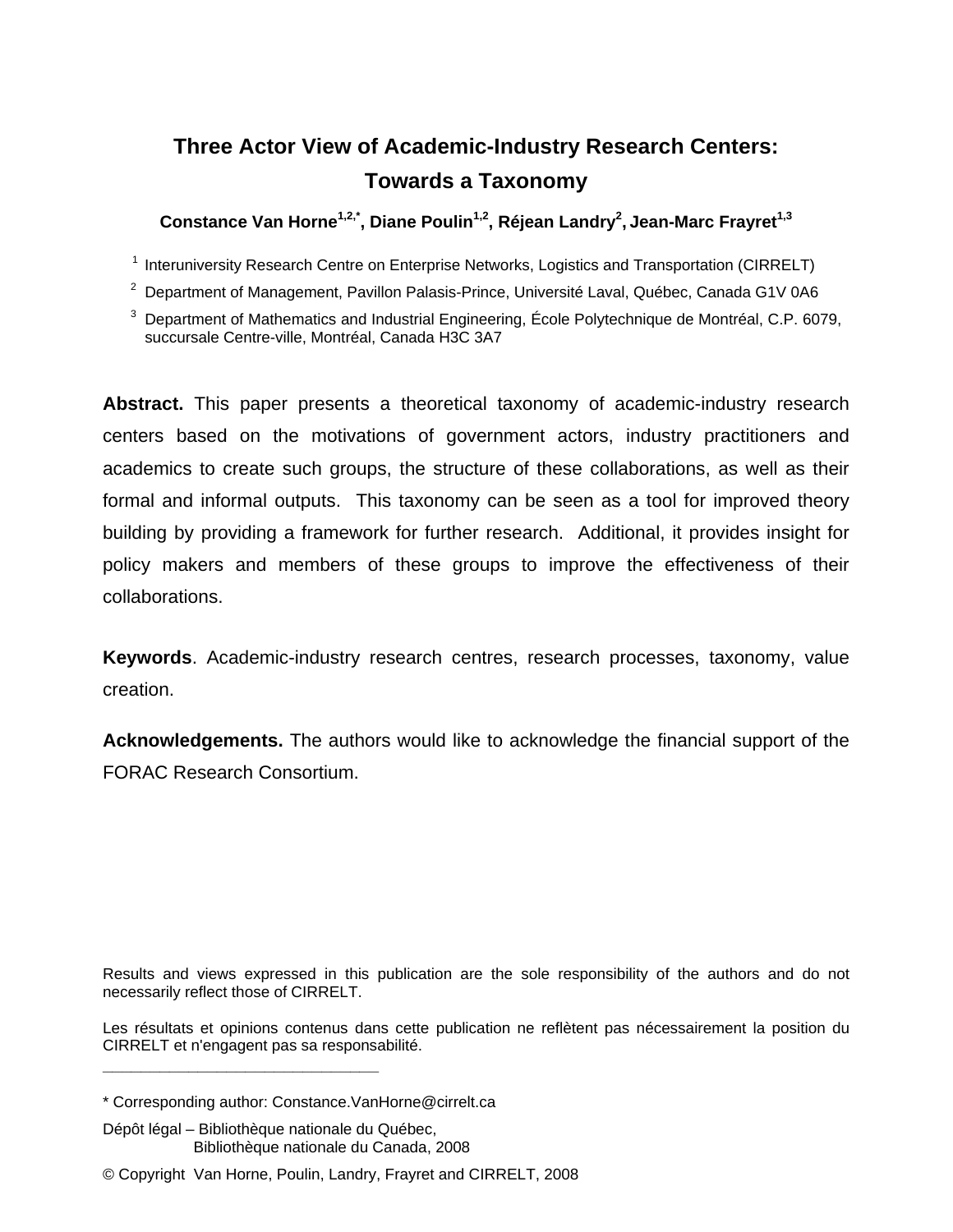# Three Actor View of Academic-Industry Research Centers: Towards a Taxonomy

**Constance Van Horne[1,2,*], Diane Poulin[1,2], Réjean Landry[2], Jean-Marc Frayret[1,3]**

[1] Interuniversity Research Centre on Enterprise Networks, Logistics and Transportation (CIRRELT)

[2] Department of Management, Pavillon Palasis-Prince, Université Laval, Québec, Canada G1V 0A6

[3] Department of Mathematics and Industrial Engineering, École Polytechnique de Montréal, C.P. 6079, succursale Centre-ville, Montréal, Canada H3C 3A7

**Abstract.** This paper presents a theoretical taxonomy of academic-industry research centers based on the motivations of government actors, industry practitioners and academics to create such groups, the structure of these collaborations, as well as their formal and informal outputs. This taxonomy can be seen as a tool for improved theory building by providing a framework for further research. Additional, it provides insight for policy makers and members of these groups to improve the effectiveness of their collaborations.

**Keywords**. Academic-industry research centres, research processes, taxonomy, value creation.

**Acknowledgements.** The authors would like to acknowledge the financial support of the FORAC Research Consortium.

Results and views expressed in this publication are the sole responsibility of the authors and do not necessarily reflect those of CIRRELT.

Les résultats et opinions contenus dans cette publication ne reflètent pas nécessairement la position du CIRRELT et n'engagent pas sa responsabilité.

\* Corresponding author: Constance.VanHorne@cirrelt.ca

Dépôt légal – Bibliothèque nationale du Québec,
Bibliothèque nationale du Canada, 2008

© Copyright Van Horne, Poulin, Landry, Frayret and CIRRELT, 2008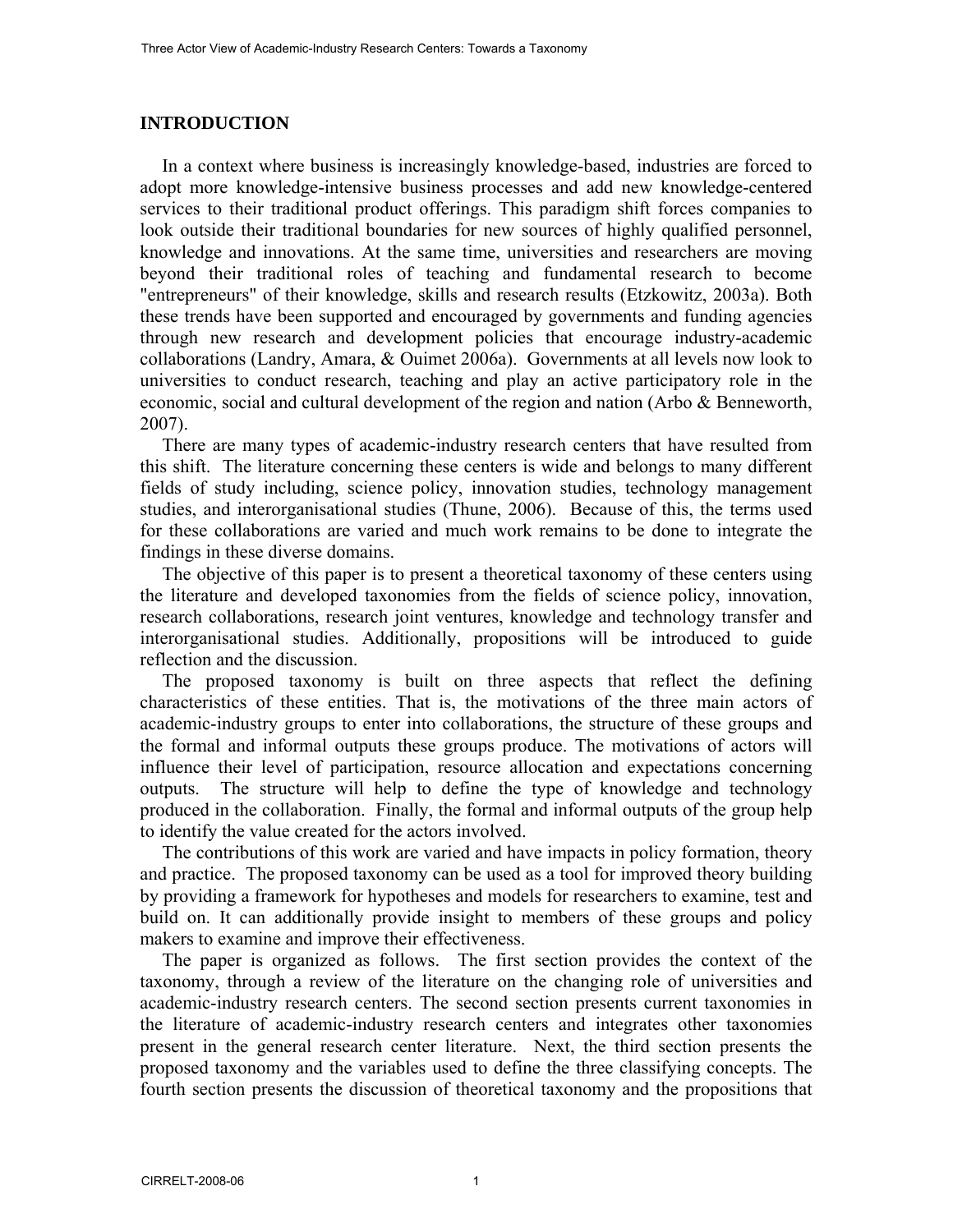## INTRODUCTION

In a context where business is increasingly knowledge-based, industries are forced to adopt more knowledge-intensive business processes and add new knowledge-centered services to their traditional product offerings. This paradigm shift forces companies to look outside their traditional boundaries for new sources of highly qualified personnel, knowledge and innovations. At the same time, universities and researchers are moving beyond their traditional roles of teaching and fundamental research to become "entrepreneurs" of their knowledge, skills and research results (Etzkowitz, 2003a). Both these trends have been supported and encouraged by governments and funding agencies through new research and development policies that encourage industry-academic collaborations (Landry, Amara, & Ouimet 2006a). Governments at all levels now look to universities to conduct research, teaching and play an active participatory role in the economic, social and cultural development of the region and nation (Arbo & Benneworth, 2007).

There are many types of academic-industry research centers that have resulted from this shift. The literature concerning these centers is wide and belongs to many different fields of study including, science policy, innovation studies, technology management studies, and interorganisational studies (Thune, 2006). Because of this, the terms used for these collaborations are varied and much work remains to be done to integrate the findings in these diverse domains.

The objective of this paper is to present a theoretical taxonomy of these centers using the literature and developed taxonomies from the fields of science policy, innovation, research collaborations, research joint ventures, knowledge and technology transfer and interorganisational studies. Additionally, propositions will be introduced to guide reflection and the discussion.

The proposed taxonomy is built on three aspects that reflect the defining characteristics of these entities. That is, the motivations of the three main actors of academic-industry groups to enter into collaborations, the structure of these groups and the formal and informal outputs these groups produce. The motivations of actors will influence their level of participation, resource allocation and expectations concerning outputs. The structure will help to define the type of knowledge and technology produced in the collaboration. Finally, the formal and informal outputs of the group help to identify the value created for the actors involved.

The contributions of this work are varied and have impacts in policy formation, theory and practice. The proposed taxonomy can be used as a tool for improved theory building by providing a framework for hypotheses and models for researchers to examine, test and build on. It can additionally provide insight to members of these groups and policy makers to examine and improve their effectiveness.

The paper is organized as follows. The first section provides the context of the taxonomy, through a review of the literature on the changing role of universities and academic-industry research centers. The second section presents current taxonomies in the literature of academic-industry research centers and integrates other taxonomies present in the general research center literature. Next, the third section presents the proposed taxonomy and the variables used to define the three classifying concepts. The fourth section presents the discussion of theoretical taxonomy and the propositions that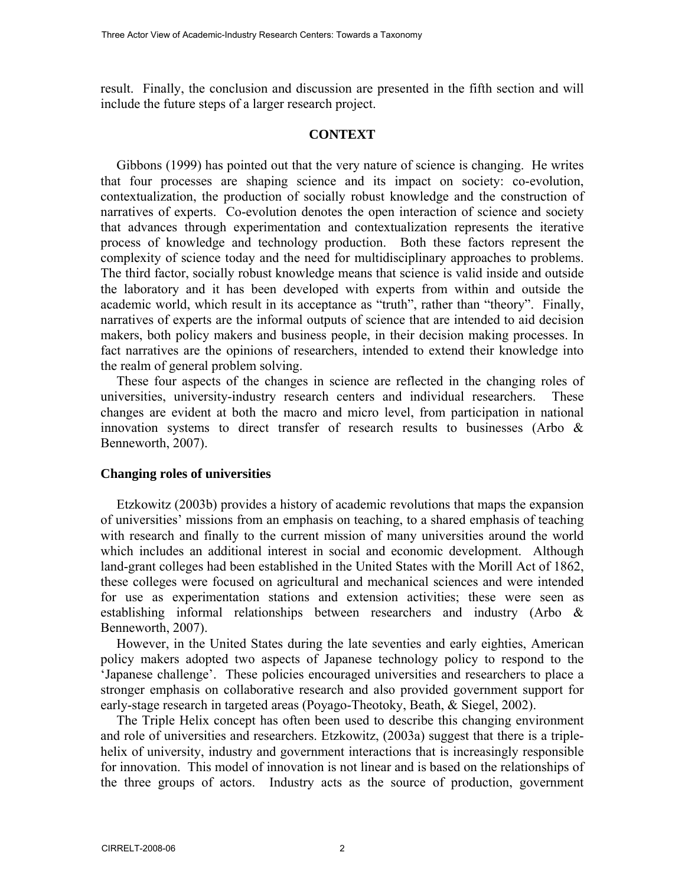result. Finally, the conclusion and discussion are presented in the fifth section and will include the future steps of a larger research project.

## CONTEXT

Gibbons (1999) has pointed out that the very nature of science is changing. He writes that four processes are shaping science and its impact on society: co-evolution, contextualization, the production of socially robust knowledge and the construction of narratives of experts. Co-evolution denotes the open interaction of science and society that advances through experimentation and contextualization represents the iterative process of knowledge and technology production. Both these factors represent the complexity of science today and the need for multidisciplinary approaches to problems. The third factor, socially robust knowledge means that science is valid inside and outside the laboratory and it has been developed with experts from within and outside the academic world, which result in its acceptance as "truth", rather than "theory". Finally, narratives of experts are the informal outputs of science that are intended to aid decision makers, both policy makers and business people, in their decision making processes. In fact narratives are the opinions of researchers, intended to extend their knowledge into the realm of general problem solving.

These four aspects of the changes in science are reflected in the changing roles of universities, university-industry research centers and individual researchers. These changes are evident at both the macro and micro level, from participation in national innovation systems to direct transfer of research results to businesses (Arbo & Benneworth, 2007).

### Changing roles of universities

Etzkowitz (2003b) provides a history of academic revolutions that maps the expansion of universities' missions from an emphasis on teaching, to a shared emphasis of teaching with research and finally to the current mission of many universities around the world which includes an additional interest in social and economic development. Although land-grant colleges had been established in the United States with the Morill Act of 1862, these colleges were focused on agricultural and mechanical sciences and were intended for use as experimentation stations and extension activities; these were seen as establishing informal relationships between researchers and industry (Arbo & Benneworth, 2007).

However, in the United States during the late seventies and early eighties, American policy makers adopted two aspects of Japanese technology policy to respond to the 'Japanese challenge'. These policies encouraged universities and researchers to place a stronger emphasis on collaborative research and also provided government support for early-stage research in targeted areas (Poyago-Theotoky, Beath, & Siegel, 2002).

The Triple Helix concept has often been used to describe this changing environment and role of universities and researchers. Etzkowitz, (2003a) suggest that there is a triple-helix of university, industry and government interactions that is increasingly responsible for innovation. This model of innovation is not linear and is based on the relationships of the three groups of actors. Industry acts as the source of production, government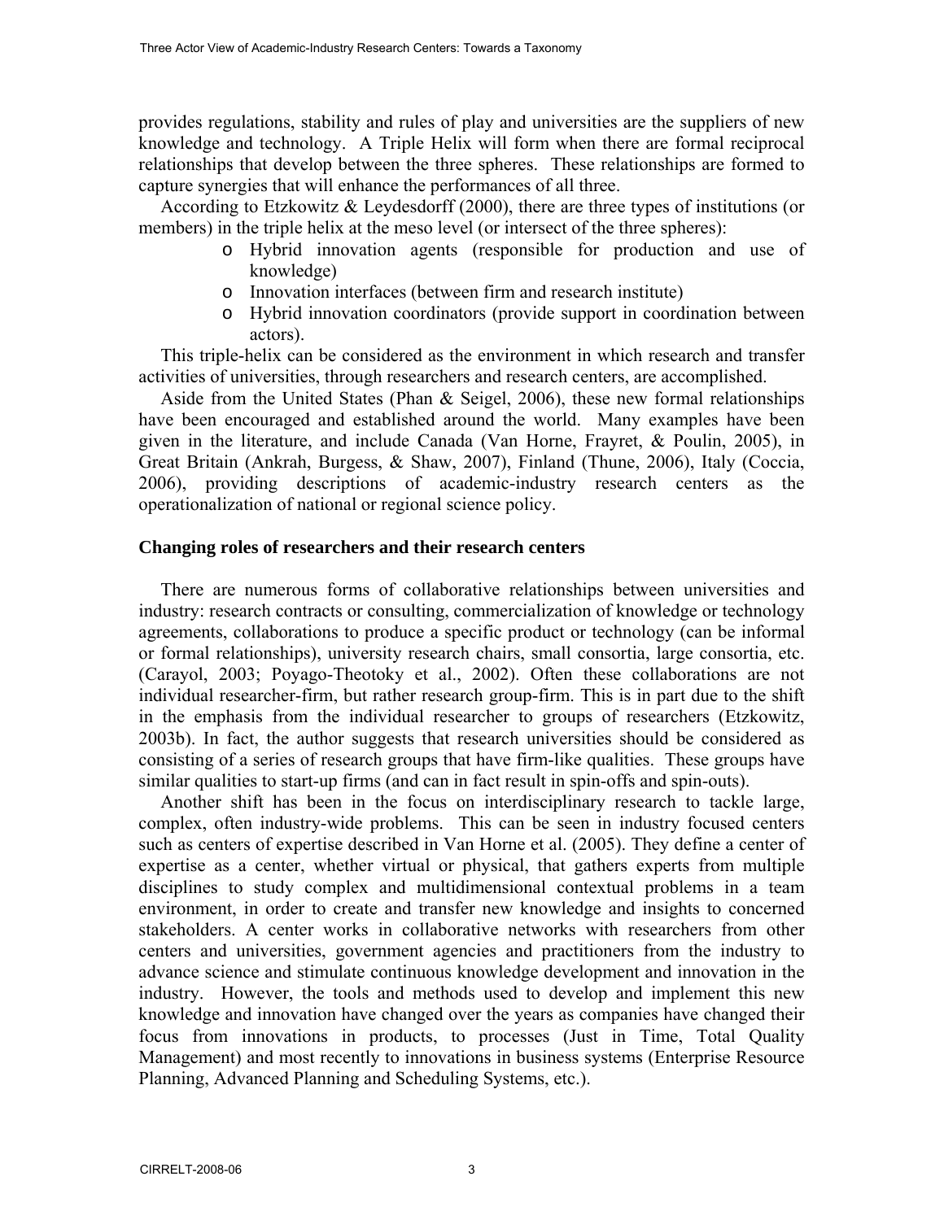provides regulations, stability and rules of play and universities are the suppliers of new knowledge and technology. A Triple Helix will form when there are formal reciprocal relationships that develop between the three spheres. These relationships are formed to capture synergies that will enhance the performances of all three.

According to Etzkowitz & Leydesdorff (2000), there are three types of institutions (or members) in the triple helix at the meso level (or intersect of the three spheres):

- Hybrid innovation agents (responsible for production and use of knowledge)
- Innovation interfaces (between firm and research institute)
- Hybrid innovation coordinators (provide support in coordination between actors).

This triple-helix can be considered as the environment in which research and transfer activities of universities, through researchers and research centers, are accomplished.

Aside from the United States (Phan & Seigel, 2006), these new formal relationships have been encouraged and established around the world. Many examples have been given in the literature, and include Canada (Van Horne, Frayret, & Poulin, 2005), in Great Britain (Ankrah, Burgess, & Shaw, 2007), Finland (Thune, 2006), Italy (Coccia, 2006), providing descriptions of academic-industry research centers as the operationalization of national or regional science policy.

**Changing roles of researchers and their research centers**

There are numerous forms of collaborative relationships between universities and industry: research contracts or consulting, commercialization of knowledge or technology agreements, collaborations to produce a specific product or technology (can be informal or formal relationships), university research chairs, small consortia, large consortia, etc. (Carayol, 2003; Poyago-Theotoky et al., 2002). Often these collaborations are not individual researcher-firm, but rather research group-firm. This is in part due to the shift in the emphasis from the individual researcher to groups of researchers (Etzkowitz, 2003b). In fact, the author suggests that research universities should be considered as consisting of a series of research groups that have firm-like qualities. These groups have similar qualities to start-up firms (and can in fact result in spin-offs and spin-outs).

Another shift has been in the focus on interdisciplinary research to tackle large, complex, often industry-wide problems. This can be seen in industry focused centers such as centers of expertise described in Van Horne et al. (2005). They define a center of expertise as a center, whether virtual or physical, that gathers experts from multiple disciplines to study complex and multidimensional contextual problems in a team environment, in order to create and transfer new knowledge and insights to concerned stakeholders. A center works in collaborative networks with researchers from other centers and universities, government agencies and practitioners from the industry to advance science and stimulate continuous knowledge development and innovation in the industry. However, the tools and methods used to develop and implement this new knowledge and innovation have changed over the years as companies have changed their focus from innovations in products, to processes (Just in Time, Total Quality Management) and most recently to innovations in business systems (Enterprise Resource Planning, Advanced Planning and Scheduling Systems, etc.).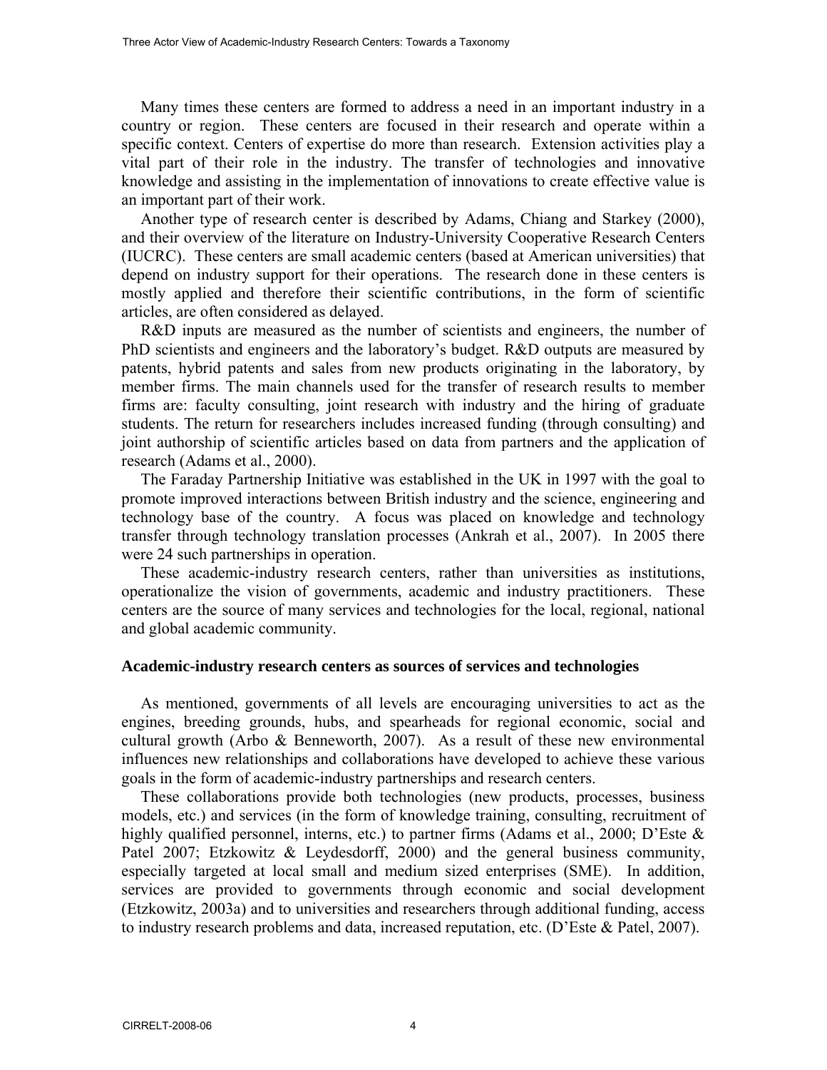Many times these centers are formed to address a need in an important industry in a country or region. These centers are focused in their research and operate within a specific context. Centers of expertise do more than research. Extension activities play a vital part of their role in the industry. The transfer of technologies and innovative knowledge and assisting in the implementation of innovations to create effective value is an important part of their work.

Another type of research center is described by Adams, Chiang and Starkey (2000), and their overview of the literature on Industry-University Cooperative Research Centers (IUCRC). These centers are small academic centers (based at American universities) that depend on industry support for their operations. The research done in these centers is mostly applied and therefore their scientific contributions, in the form of scientific articles, are often considered as delayed.

R&D inputs are measured as the number of scientists and engineers, the number of PhD scientists and engineers and the laboratory's budget. R&D outputs are measured by patents, hybrid patents and sales from new products originating in the laboratory, by member firms. The main channels used for the transfer of research results to member firms are: faculty consulting, joint research with industry and the hiring of graduate students. The return for researchers includes increased funding (through consulting) and joint authorship of scientific articles based on data from partners and the application of research (Adams et al., 2000).

The Faraday Partnership Initiative was established in the UK in 1997 with the goal to promote improved interactions between British industry and the science, engineering and technology base of the country. A focus was placed on knowledge and technology transfer through technology translation processes (Ankrah et al., 2007). In 2005 there were 24 such partnerships in operation.

These academic-industry research centers, rather than universities as institutions, operationalize the vision of governments, academic and industry practitioners. These centers are the source of many services and technologies for the local, regional, national and global academic community.

### Academic-industry research centers as sources of services and technologies

As mentioned, governments of all levels are encouraging universities to act as the engines, breeding grounds, hubs, and spearheads for regional economic, social and cultural growth (Arbo & Benneworth, 2007). As a result of these new environmental influences new relationships and collaborations have developed to achieve these various goals in the form of academic-industry partnerships and research centers.

These collaborations provide both technologies (new products, processes, business models, etc.) and services (in the form of knowledge training, consulting, recruitment of highly qualified personnel, interns, etc.) to partner firms (Adams et al., 2000; D'Este & Patel 2007; Etzkowitz & Leydesdorff, 2000) and the general business community, especially targeted at local small and medium sized enterprises (SME). In addition, services are provided to governments through economic and social development (Etzkowitz, 2003a) and to universities and researchers through additional funding, access to industry research problems and data, increased reputation, etc. (D'Este & Patel, 2007).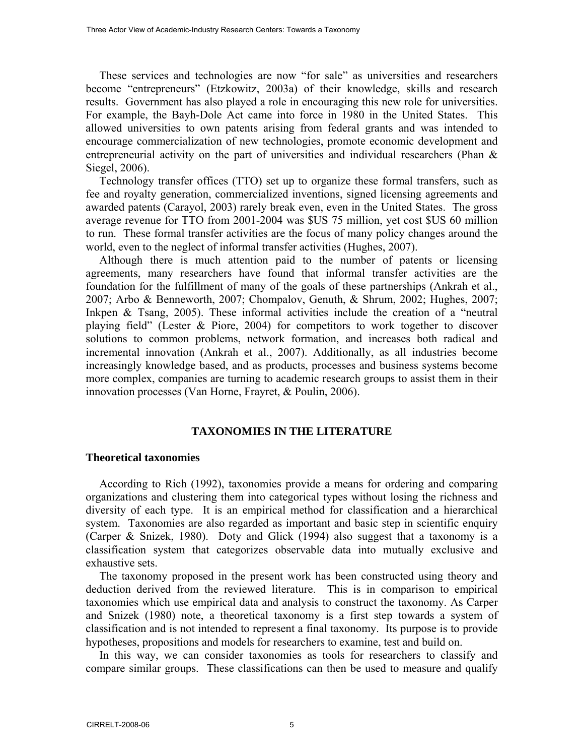These services and technologies are now "for sale" as universities and researchers become "entrepreneurs" (Etzkowitz, 2003a) of their knowledge, skills and research results. Government has also played a role in encouraging this new role for universities. For example, the Bayh-Dole Act came into force in 1980 in the United States. This allowed universities to own patents arising from federal grants and was intended to encourage commercialization of new technologies, promote economic development and entrepreneurial activity on the part of universities and individual researchers (Phan & Siegel, 2006).

Technology transfer offices (TTO) set up to organize these formal transfers, such as fee and royalty generation, commercialized inventions, signed licensing agreements and awarded patents (Carayol, 2003) rarely break even, even in the United States. The gross average revenue for TTO from 2001-2004 was $US 75 million, yet cost $US 60 million to run. These formal transfer activities are the focus of many policy changes around the world, even to the neglect of informal transfer activities (Hughes, 2007).

Although there is much attention paid to the number of patents or licensing agreements, many researchers have found that informal transfer activities are the foundation for the fulfillment of many of the goals of these partnerships (Ankrah et al., 2007; Arbo & Benneworth, 2007; Chompalov, Genuth, & Shrum, 2002; Hughes, 2007; Inkpen & Tsang, 2005). These informal activities include the creation of a "neutral playing field" (Lester & Piore, 2004) for competitors to work together to discover solutions to common problems, network formation, and increases both radical and incremental innovation (Ankrah et al., 2007). Additionally, as all industries become increasingly knowledge based, and as products, processes and business systems become more complex, companies are turning to academic research groups to assist them in their innovation processes (Van Horne, Frayret, & Poulin, 2006).

## TAXONOMIES IN THE LITERATURE

### Theoretical taxonomies

According to Rich (1992), taxonomies provide a means for ordering and comparing organizations and clustering them into categorical types without losing the richness and diversity of each type. It is an empirical method for classification and a hierarchical system. Taxonomies are also regarded as important and basic step in scientific enquiry (Carper & Snizek, 1980). Doty and Glick (1994) also suggest that a taxonomy is a classification system that categorizes observable data into mutually exclusive and exhaustive sets.

The taxonomy proposed in the present work has been constructed using theory and deduction derived from the reviewed literature. This is in comparison to empirical taxonomies which use empirical data and analysis to construct the taxonomy. As Carper and Snizek (1980) note, a theoretical taxonomy is a first step towards a system of classification and is not intended to represent a final taxonomy. Its purpose is to provide hypotheses, propositions and models for researchers to examine, test and build on.

In this way, we can consider taxonomies as tools for researchers to classify and compare similar groups. These classifications can then be used to measure and qualify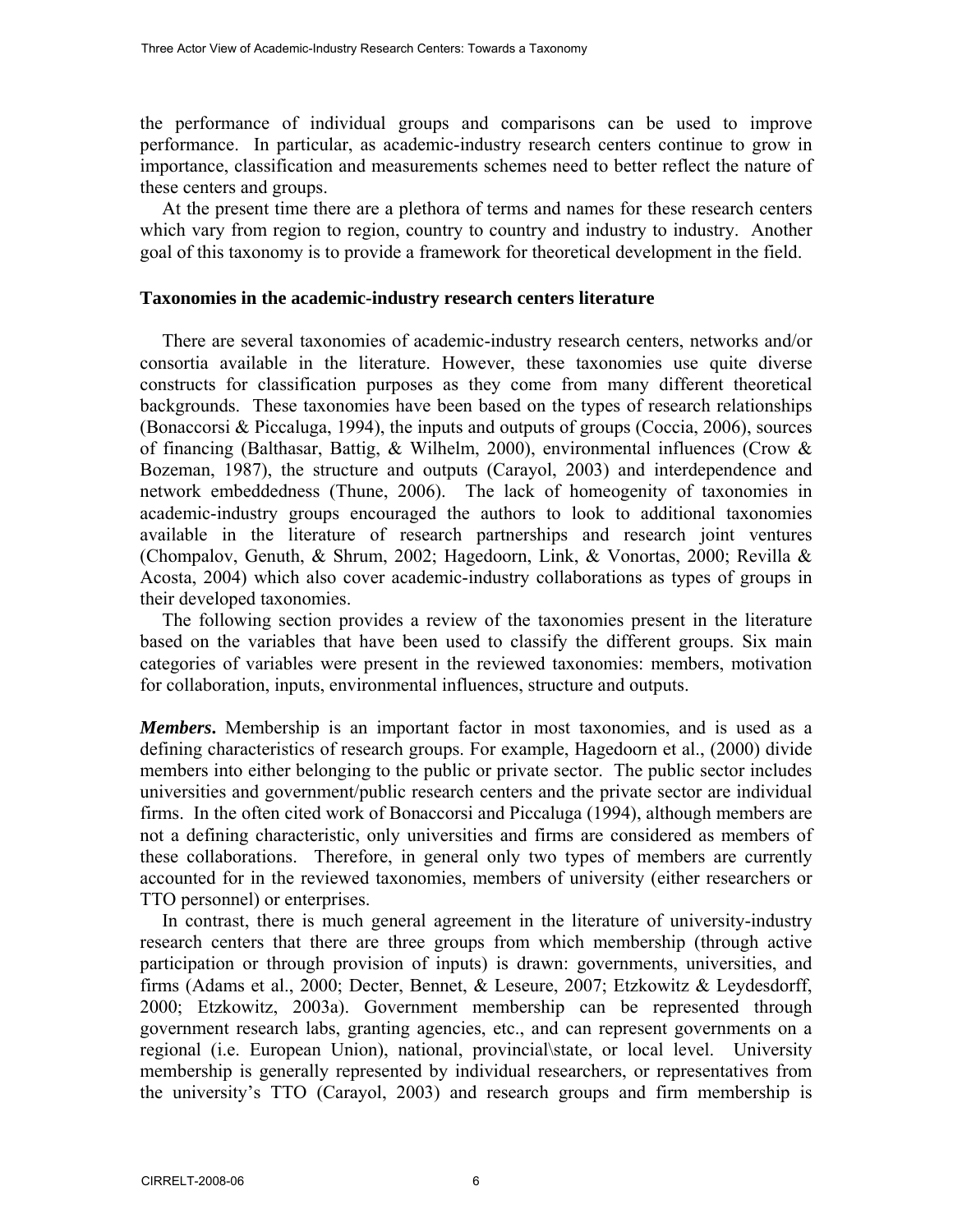the performance of individual groups and comparisons can be used to improve performance. In particular, as academic-industry research centers continue to grow in importance, classification and measurements schemes need to better reflect the nature of these centers and groups.

At the present time there are a plethora of terms and names for these research centers which vary from region to region, country to country and industry to industry. Another goal of this taxonomy is to provide a framework for theoretical development in the field.

### Taxonomies in the academic-industry research centers literature

There are several taxonomies of academic-industry research centers, networks and/or consortia available in the literature. However, these taxonomies use quite diverse constructs for classification purposes as they come from many different theoretical backgrounds. These taxonomies have been based on the types of research relationships (Bonaccorsi & Piccaluga, 1994), the inputs and outputs of groups (Coccia, 2006), sources of financing (Balthasar, Battig, & Wilhelm, 2000), environmental influences (Crow & Bozeman, 1987), the structure and outputs (Carayol, 2003) and interdependence and network embeddedness (Thune, 2006). The lack of homeogenity of taxonomies in academic-industry groups encouraged the authors to look to additional taxonomies available in the literature of research partnerships and research joint ventures (Chompalov, Genuth, & Shrum, 2002; Hagedoorn, Link, & Vonortas, 2000; Revilla & Acosta, 2004) which also cover academic-industry collaborations as types of groups in their developed taxonomies.

The following section provides a review of the taxonomies present in the literature based on the variables that have been used to classify the different groups. Six main categories of variables were present in the reviewed taxonomies: members, motivation for collaboration, inputs, environmental influences, structure and outputs.

***Members***. Membership is an important factor in most taxonomies, and is used as a defining characteristics of research groups. For example, Hagedoorn et al., (2000) divide members into either belonging to the public or private sector. The public sector includes universities and government/public research centers and the private sector are individual firms. In the often cited work of Bonaccorsi and Piccaluga (1994), although members are not a defining characteristic, only universities and firms are considered as members of these collaborations. Therefore, in general only two types of members are currently accounted for in the reviewed taxonomies, members of university (either researchers or TTO personnel) or enterprises.

In contrast, there is much general agreement in the literature of university-industry research centers that there are three groups from which membership (through active participation or through provision of inputs) is drawn: governments, universities, and firms (Adams et al., 2000; Decter, Bennet, & Leseure, 2007; Etzkowitz & Leydesdorff, 2000; Etzkowitz, 2003a). Government membership can be represented through government research labs, granting agencies, etc., and can represent governments on a regional (i.e. European Union), national, provincial\state, or local level. University membership is generally represented by individual researchers, or representatives from the university's TTO (Carayol, 2003) and research groups and firm membership is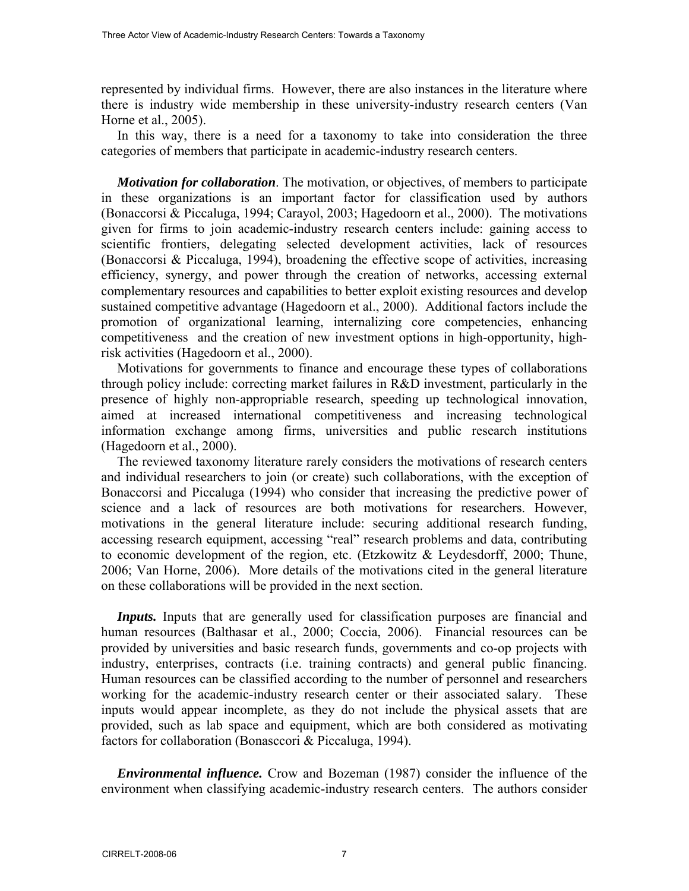represented by individual firms. However, there are also instances in the literature where there is industry wide membership in these university-industry research centers (Van Horne et al., 2005).

In this way, there is a need for a taxonomy to take into consideration the three categories of members that participate in academic-industry research centers.

***Motivation for collaboration***. The motivation, or objectives, of members to participate in these organizations is an important factor for classification used by authors (Bonaccorsi & Piccaluga, 1994; Carayol, 2003; Hagedoorn et al., 2000). The motivations given for firms to join academic-industry research centers include: gaining access to scientific frontiers, delegating selected development activities, lack of resources (Bonaccorsi & Piccaluga, 1994), broadening the effective scope of activities, increasing efficiency, synergy, and power through the creation of networks, accessing external complementary resources and capabilities to better exploit existing resources and develop sustained competitive advantage (Hagedoorn et al., 2000). Additional factors include the promotion of organizational learning, internalizing core competencies, enhancing competitiveness and the creation of new investment options in high-opportunity, high-risk activities (Hagedoorn et al., 2000).

Motivations for governments to finance and encourage these types of collaborations through policy include: correcting market failures in R&D investment, particularly in the presence of highly non-appropriable research, speeding up technological innovation, aimed at increased international competitiveness and increasing technological information exchange among firms, universities and public research institutions (Hagedoorn et al., 2000).

The reviewed taxonomy literature rarely considers the motivations of research centers and individual researchers to join (or create) such collaborations, with the exception of Bonaccorsi and Piccaluga (1994) who consider that increasing the predictive power of science and a lack of resources are both motivations for researchers. However, motivations in the general literature include: securing additional research funding, accessing research equipment, accessing "real" research problems and data, contributing to economic development of the region, etc. (Etzkowitz & Leydesdorff, 2000; Thune, 2006; Van Horne, 2006). More details of the motivations cited in the general literature on these collaborations will be provided in the next section.

***Inputs.*** Inputs that are generally used for classification purposes are financial and human resources (Balthasar et al., 2000; Coccia, 2006). Financial resources can be provided by universities and basic research funds, governments and co-op projects with industry, enterprises, contracts (i.e. training contracts) and general public financing. Human resources can be classified according to the number of personnel and researchers working for the academic-industry research center or their associated salary. These inputs would appear incomplete, as they do not include the physical assets that are provided, such as lab space and equipment, which are both considered as motivating factors for collaboration (Bonasccori & Piccaluga, 1994).

***Environmental influence.*** Crow and Bozeman (1987) consider the influence of the environment when classifying academic-industry research centers. The authors consider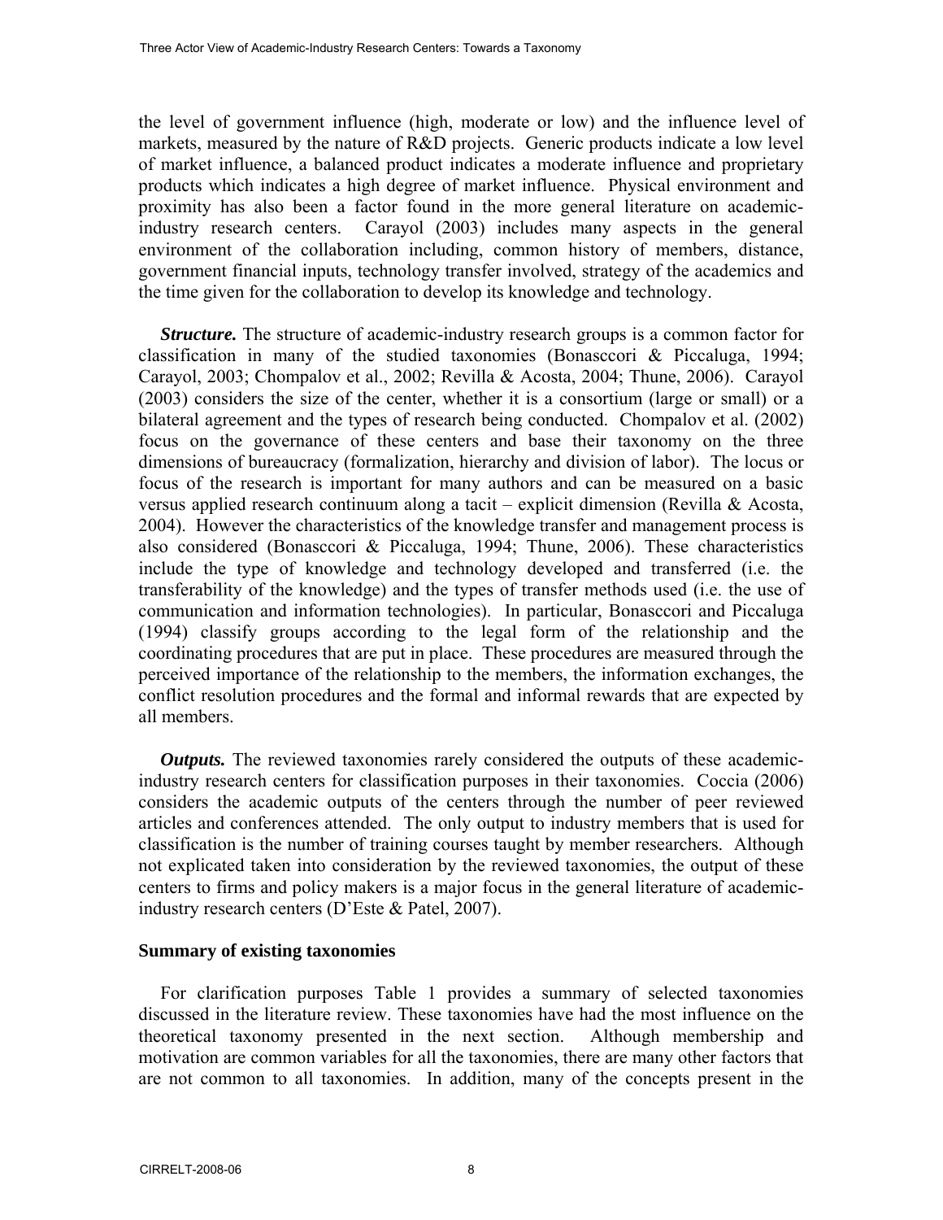the level of government influence (high, moderate or low) and the influence level of markets, measured by the nature of R&D projects. Generic products indicate a low level of market influence, a balanced product indicates a moderate influence and proprietary products which indicates a high degree of market influence. Physical environment and proximity has also been a factor found in the more general literature on academic-industry research centers. Carayol (2003) includes many aspects in the general environment of the collaboration including, common history of members, distance, government financial inputs, technology transfer involved, strategy of the academics and the time given for the collaboration to develop its knowledge and technology.

***Structure.*** The structure of academic-industry research groups is a common factor for classification in many of the studied taxonomies (Bonasccori & Piccaluga, 1994; Carayol, 2003; Chompalov et al., 2002; Revilla & Acosta, 2004; Thune, 2006). Carayol (2003) considers the size of the center, whether it is a consortium (large or small) or a bilateral agreement and the types of research being conducted. Chompalov et al. (2002) focus on the governance of these centers and base their taxonomy on the three dimensions of bureaucracy (formalization, hierarchy and division of labor). The locus or focus of the research is important for many authors and can be measured on a basic versus applied research continuum along a tacit – explicit dimension (Revilla & Acosta, 2004). However the characteristics of the knowledge transfer and management process is also considered (Bonasccori & Piccaluga, 1994; Thune, 2006). These characteristics include the type of knowledge and technology developed and transferred (i.e. the transferability of the knowledge) and the types of transfer methods used (i.e. the use of communication and information technologies). In particular, Bonasccori and Piccaluga (1994) classify groups according to the legal form of the relationship and the coordinating procedures that are put in place. These procedures are measured through the perceived importance of the relationship to the members, the information exchanges, the conflict resolution procedures and the formal and informal rewards that are expected by all members.

***Outputs.*** The reviewed taxonomies rarely considered the outputs of these academic-industry research centers for classification purposes in their taxonomies. Coccia (2006) considers the academic outputs of the centers through the number of peer reviewed articles and conferences attended. The only output to industry members that is used for classification is the number of training courses taught by member researchers. Although not explicated taken into consideration by the reviewed taxonomies, the output of these centers to firms and policy makers is a major focus in the general literature of academic-industry research centers (D'Este & Patel, 2007).

**Summary of existing taxonomies**

For clarification purposes Table 1 provides a summary of selected taxonomies discussed in the literature review. These taxonomies have had the most influence on the theoretical taxonomy presented in the next section. Although membership and motivation are common variables for all the taxonomies, there are many other factors that are not common to all taxonomies. In addition, many of the concepts present in the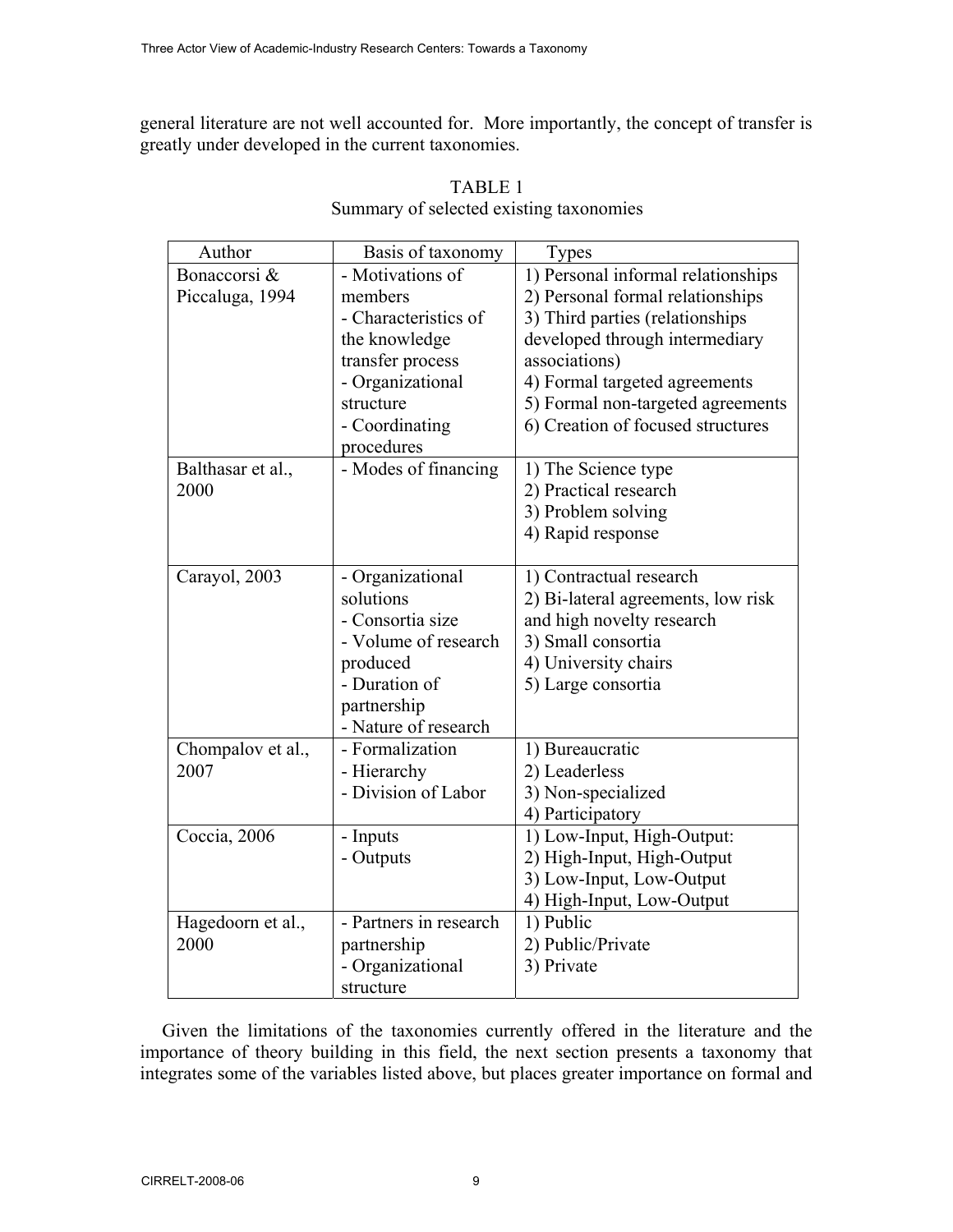general literature are not well accounted for. More importantly, the concept of transfer is greatly under developed in the current taxonomies.

TABLE 1
Summary of selected existing taxonomies

| Author | Basis of taxonomy | Types |
|---|---|---|
| Bonaccorsi & Piccaluga, 1994 | - Motivations of members<br>- Characteristics of the knowledge transfer process<br>- Organizational structure<br>- Coordinating procedures | 1) Personal informal relationships<br>2) Personal formal relationships<br>3) Third parties (relationships developed through intermediary associations)<br>4) Formal targeted agreements<br>5) Formal non-targeted agreements<br>6) Creation of focused structures |
| Balthasar et al., 2000 | - Modes of financing | 1) The Science type<br>2) Practical research<br>3) Problem solving<br>4) Rapid response |
| Carayol, 2003 | - Organizational solutions<br>- Consortia size<br>- Volume of research produced<br>- Duration of partnership<br>- Nature of research | 1) Contractual research<br>2) Bi-lateral agreements, low risk and high novelty research<br>3) Small consortia<br>4) University chairs<br>5) Large consortia |
| Chompalov et al., 2007 | - Formalization<br>- Hierarchy<br>- Division of Labor | 1) Bureaucratic<br>2) Leaderless<br>3) Non-specialized<br>4) Participatory |
| Coccia, 2006 | - Inputs<br>- Outputs | 1) Low-Input, High-Output:<br>2) High-Input, High-Output<br>3) Low-Input, Low-Output<br>4) High-Input, Low-Output |
| Hagedoorn et al., 2000 | - Partners in research partnership<br>- Organizational structure | 1) Public<br>2) Public/Private<br>3) Private |

Given the limitations of the taxonomies currently offered in the literature and the importance of theory building in this field, the next section presents a taxonomy that integrates some of the variables listed above, but places greater importance on formal and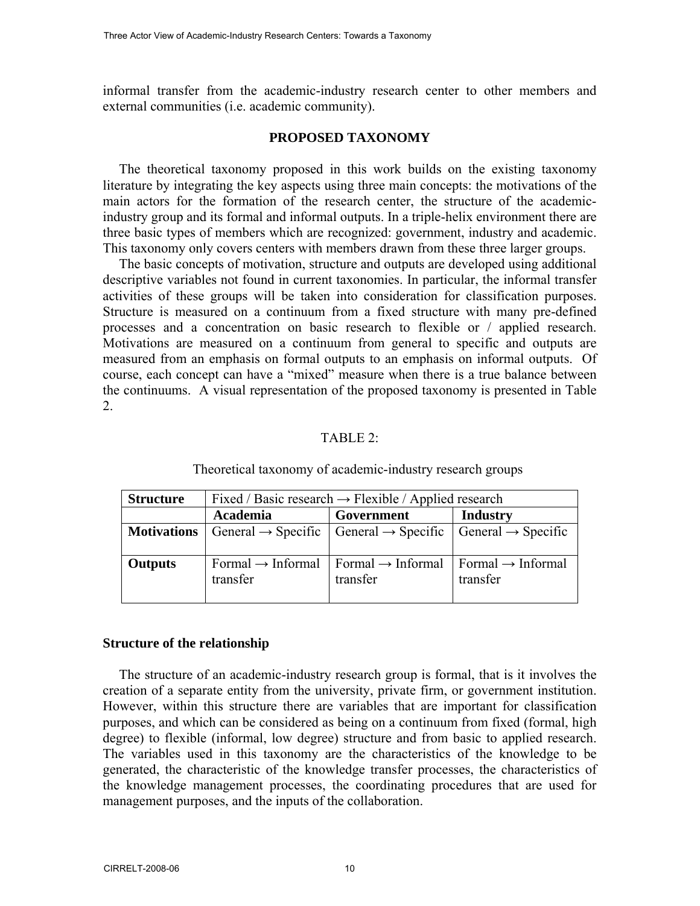informal transfer from the academic-industry research center to other members and external communities (i.e. academic community).

## PROPOSED TAXONOMY

The theoretical taxonomy proposed in this work builds on the existing taxonomy literature by integrating the key aspects using three main concepts: the motivations of the main actors for the formation of the research center, the structure of the academic-industry group and its formal and informal outputs. In a triple-helix environment there are three basic types of members which are recognized: government, industry and academic. This taxonomy only covers centers with members drawn from these three larger groups.

The basic concepts of motivation, structure and outputs are developed using additional descriptive variables not found in current taxonomies. In particular, the informal transfer activities of these groups will be taken into consideration for classification purposes. Structure is measured on a continuum from a fixed structure with many pre-defined processes and a concentration on basic research to flexible or / applied research. Motivations are measured on a continuum from general to specific and outputs are measured from an emphasis on formal outputs to an emphasis on informal outputs. Of course, each concept can have a “mixed” measure when there is a true balance between the continuums. A visual representation of the proposed taxonomy is presented in Table 2.

TABLE 2:

Theoretical taxonomy of academic-industry research groups

| **Structure** | Fixed / Basic research → Flexible / Applied research | | |
|---|---|---|---|
| | **Academia** | **Government** | **Industry** |
| **Motivations** | General → Specific | General → Specific | General → Specific |
| **Outputs** | Formal → Informal transfer | Formal → Informal transfer | Formal → Informal transfer |

### Structure of the relationship

The structure of an academic-industry research group is formal, that is it involves the creation of a separate entity from the university, private firm, or government institution. However, within this structure there are variables that are important for classification purposes, and which can be considered as being on a continuum from fixed (formal, high degree) to flexible (informal, low degree) structure and from basic to applied research. The variables used in this taxonomy are the characteristics of the knowledge to be generated, the characteristic of the knowledge transfer processes, the characteristics of the knowledge management processes, the coordinating procedures that are used for management purposes, and the inputs of the collaboration.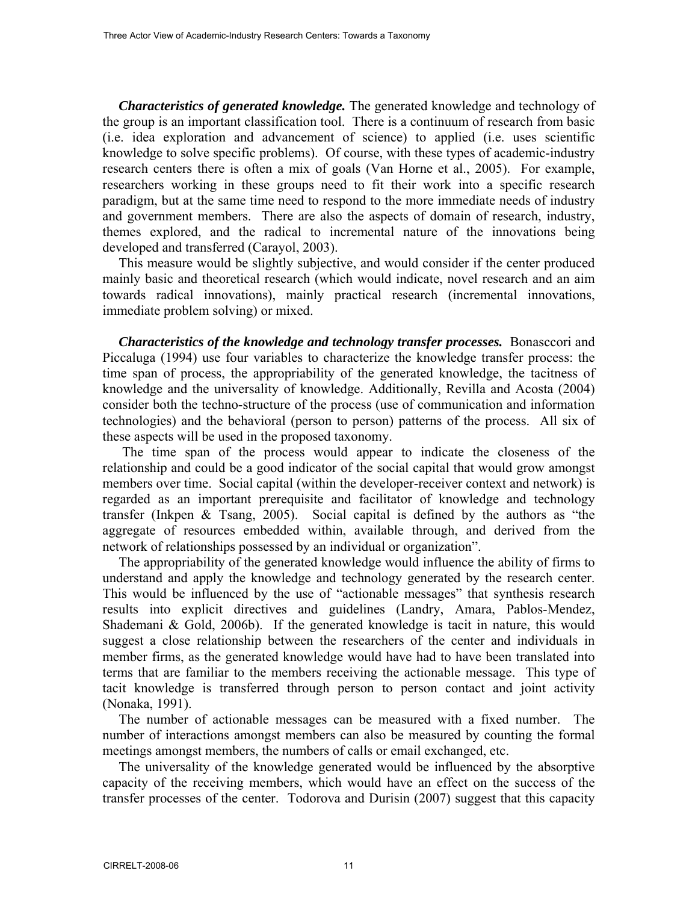***Characteristics of generated knowledge.*** The generated knowledge and technology of the group is an important classification tool. There is a continuum of research from basic (i.e. idea exploration and advancement of science) to applied (i.e. uses scientific knowledge to solve specific problems). Of course, with these types of academic-industry research centers there is often a mix of goals (Van Horne et al., 2005). For example, researchers working in these groups need to fit their work into a specific research paradigm, but at the same time need to respond to the more immediate needs of industry and government members. There are also the aspects of domain of research, industry, themes explored, and the radical to incremental nature of the innovations being developed and transferred (Carayol, 2003).

This measure would be slightly subjective, and would consider if the center produced mainly basic and theoretical research (which would indicate, novel research and an aim towards radical innovations), mainly practical research (incremental innovations, immediate problem solving) or mixed.

***Characteristics of the knowledge and technology transfer processes.*** Bonasccori and Piccaluga (1994) use four variables to characterize the knowledge transfer process: the time span of process, the appropriability of the generated knowledge, the tacitness of knowledge and the universality of knowledge. Additionally, Revilla and Acosta (2004) consider both the techno-structure of the process (use of communication and information technologies) and the behavioral (person to person) patterns of the process. All six of these aspects will be used in the proposed taxonomy.

The time span of the process would appear to indicate the closeness of the relationship and could be a good indicator of the social capital that would grow amongst members over time. Social capital (within the developer-receiver context and network) is regarded as an important prerequisite and facilitator of knowledge and technology transfer (Inkpen & Tsang, 2005). Social capital is defined by the authors as "the aggregate of resources embedded within, available through, and derived from the network of relationships possessed by an individual or organization".

The appropriability of the generated knowledge would influence the ability of firms to understand and apply the knowledge and technology generated by the research center. This would be influenced by the use of "actionable messages" that synthesis research results into explicit directives and guidelines (Landry, Amara, Pablos-Mendez, Shademani & Gold, 2006b). If the generated knowledge is tacit in nature, this would suggest a close relationship between the researchers of the center and individuals in member firms, as the generated knowledge would have had to have been translated into terms that are familiar to the members receiving the actionable message. This type of tacit knowledge is transferred through person to person contact and joint activity (Nonaka, 1991).

The number of actionable messages can be measured with a fixed number. The number of interactions amongst members can also be measured by counting the formal meetings amongst members, the numbers of calls or email exchanged, etc.

The universality of the knowledge generated would be influenced by the absorptive capacity of the receiving members, which would have an effect on the success of the transfer processes of the center. Todorova and Durisin (2007) suggest that this capacity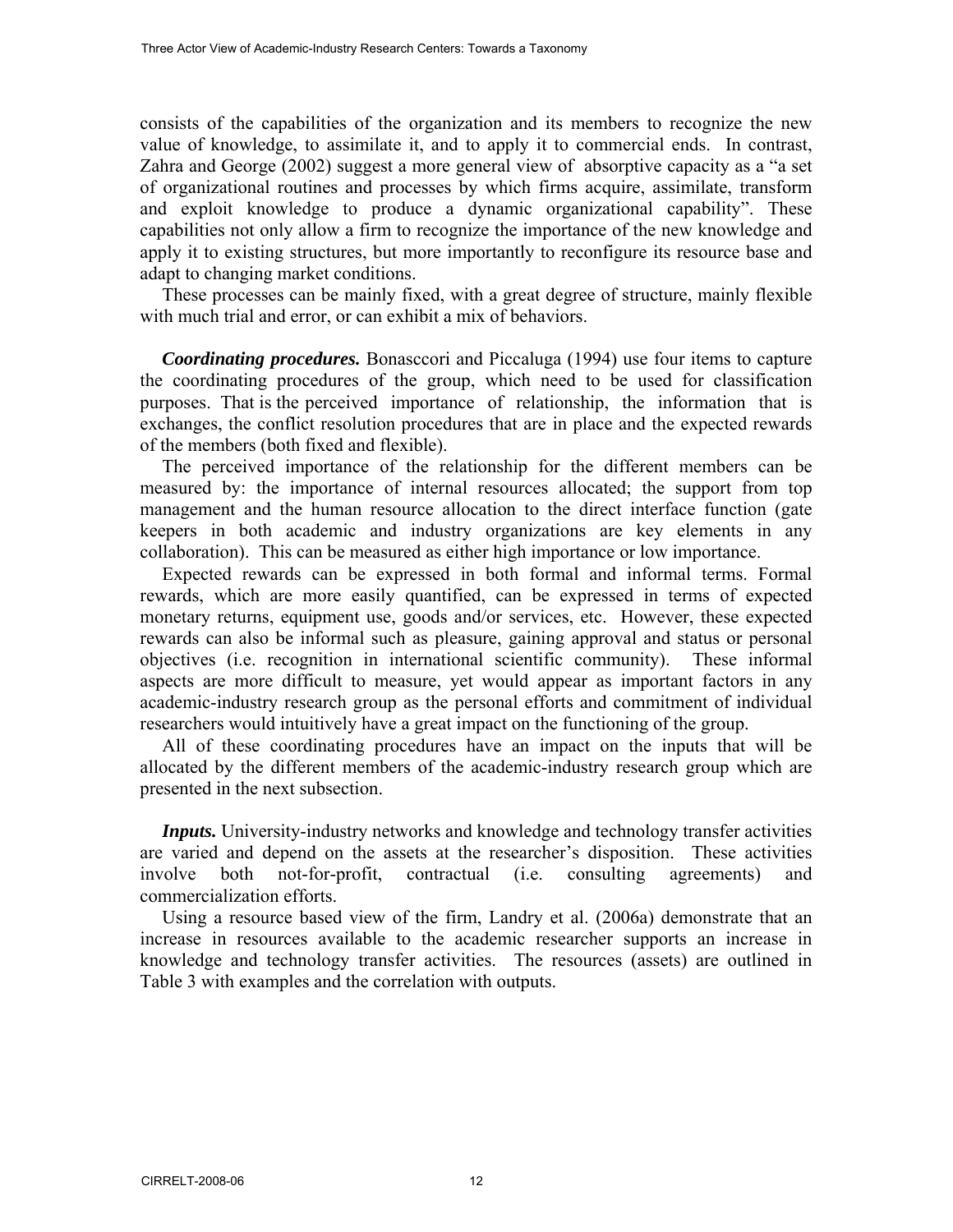consists of the capabilities of the organization and its members to recognize the new value of knowledge, to assimilate it, and to apply it to commercial ends. In contrast, Zahra and George (2002) suggest a more general view of absorptive capacity as a "a set of organizational routines and processes by which firms acquire, assimilate, transform and exploit knowledge to produce a dynamic organizational capability". These capabilities not only allow a firm to recognize the importance of the new knowledge and apply it to existing structures, but more importantly to reconfigure its resource base and adapt to changing market conditions.

These processes can be mainly fixed, with a great degree of structure, mainly flexible with much trial and error, or can exhibit a mix of behaviors.

***Coordinating procedures.*** Bonasccori and Piccaluga (1994) use four items to capture the coordinating procedures of the group, which need to be used for classification purposes. That is the perceived importance of relationship, the information that is exchanges, the conflict resolution procedures that are in place and the expected rewards of the members (both fixed and flexible).

The perceived importance of the relationship for the different members can be measured by: the importance of internal resources allocated; the support from top management and the human resource allocation to the direct interface function (gate keepers in both academic and industry organizations are key elements in any collaboration). This can be measured as either high importance or low importance.

Expected rewards can be expressed in both formal and informal terms. Formal rewards, which are more easily quantified, can be expressed in terms of expected monetary returns, equipment use, goods and/or services, etc. However, these expected rewards can also be informal such as pleasure, gaining approval and status or personal objectives (i.e. recognition in international scientific community). These informal aspects are more difficult to measure, yet would appear as important factors in any academic-industry research group as the personal efforts and commitment of individual researchers would intuitively have a great impact on the functioning of the group.

All of these coordinating procedures have an impact on the inputs that will be allocated by the different members of the academic-industry research group which are presented in the next subsection.

***Inputs.*** University-industry networks and knowledge and technology transfer activities are varied and depend on the assets at the researcher's disposition. These activities involve both not-for-profit, contractual (i.e. consulting agreements) and commercialization efforts.

Using a resource based view of the firm, Landry et al. (2006a) demonstrate that an increase in resources available to the academic researcher supports an increase in knowledge and technology transfer activities. The resources (assets) are outlined in Table 3 with examples and the correlation with outputs.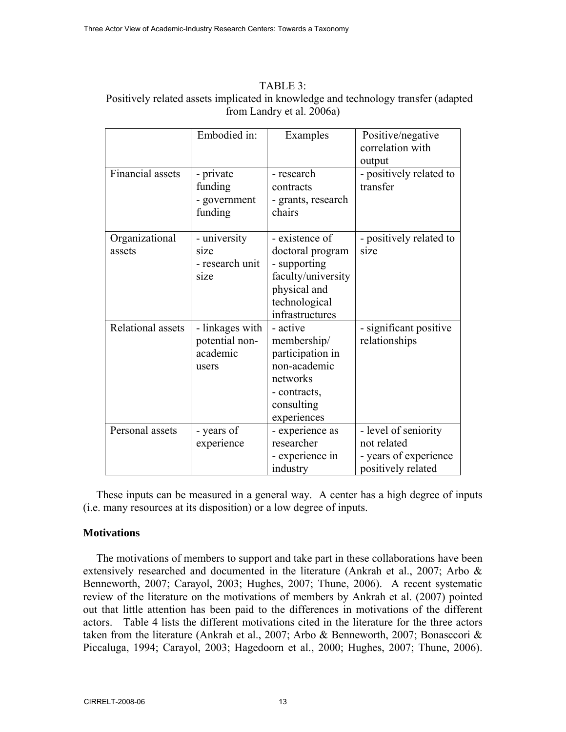TABLE 3:
Positively related assets implicated in knowledge and technology transfer (adapted from Landry et al. 2006a)

| | Embodied in: | Examples | Positive/negative correlation with output |
|---|---|---|---|
| Financial assets | - private funding<br>- government funding | - research contracts<br>- grants, research chairs | - positively related to transfer |
| Organizational assets | - university size<br>- research unit size | - existence of doctoral program<br>- supporting faculty/university physical and technological infrastructures | - positively related to size |
| Relational assets | - linkages with potential non-academic users | - active membership/ participation in non-academic networks<br>- contracts, consulting experiences | - significant positive relationships |
| Personal assets | - years of experience | - experience as researcher<br>- experience in industry | - level of seniority not related<br>- years of experience positively related |

These inputs can be measured in a general way. A center has a high degree of inputs (i.e. many resources at its disposition) or a low degree of inputs.

**Motivations**

The motivations of members to support and take part in these collaborations have been extensively researched and documented in the literature (Ankrah et al., 2007; Arbo & Benneworth, 2007; Carayol, 2003; Hughes, 2007; Thune, 2006). A recent systematic review of the literature on the motivations of members by Ankrah et al. (2007) pointed out that little attention has been paid to the differences in motivations of the different actors. Table 4 lists the different motivations cited in the literature for the three actors taken from the literature (Ankrah et al., 2007; Arbo & Benneworth, 2007; Bonasccori & Piccaluga, 1994; Carayol, 2003; Hagedoorn et al., 2000; Hughes, 2007; Thune, 2006).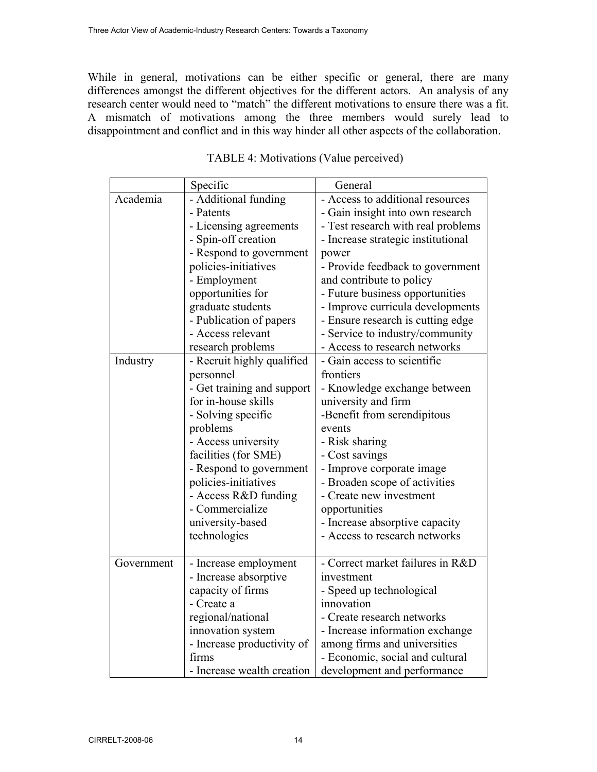While in general, motivations can be either specific or general, there are many differences amongst the different objectives for the different actors. An analysis of any research center would need to "match" the different motivations to ensure there was a fit. A mismatch of motivations among the three members would surely lead to disappointment and conflict and in this way hinder all other aspects of the collaboration.

TABLE 4: Motivations (Value perceived)

| | Specific | General |
|---|---|---|
| Academia | - Additional funding<br>- Patents<br>- Licensing agreements<br>- Spin-off creation<br>- Respond to government policies-initiatives<br>- Employment opportunities for graduate students<br>- Publication of papers<br>- Access relevant research problems | - Access to additional resources<br>- Gain insight into own research<br>- Test research with real problems<br>- Increase strategic institutional power<br>- Provide feedback to government and contribute to policy<br>- Future business opportunities<br>- Improve curricula developments<br>- Ensure research is cutting edge<br>- Service to industry/community<br>- Access to research networks |
| Industry | - Recruit highly qualified personnel<br>- Get training and support for in-house skills<br>- Solving specific problems<br>- Access university facilities (for SME)<br>- Respond to government policies-initiatives<br>- Access R&D funding<br>- Commercialize university-based technologies | - Gain access to scientific frontiers<br>- Knowledge exchange between university and firm<br>-Benefit from serendipitous events<br>- Risk sharing<br>- Cost savings<br>- Improve corporate image<br>- Broaden scope of activities<br>- Create new investment opportunities<br>- Increase absorptive capacity<br>- Access to research networks |
| Government | - Increase employment<br>- Increase absorptive capacity of firms<br>- Create a regional/national innovation system<br>- Increase productivity of firms<br>- Increase wealth creation | - Correct market failures in R&D investment<br>- Speed up technological innovation<br>- Create research networks<br>- Increase information exchange among firms and universities<br>- Economic, social and cultural development and performance |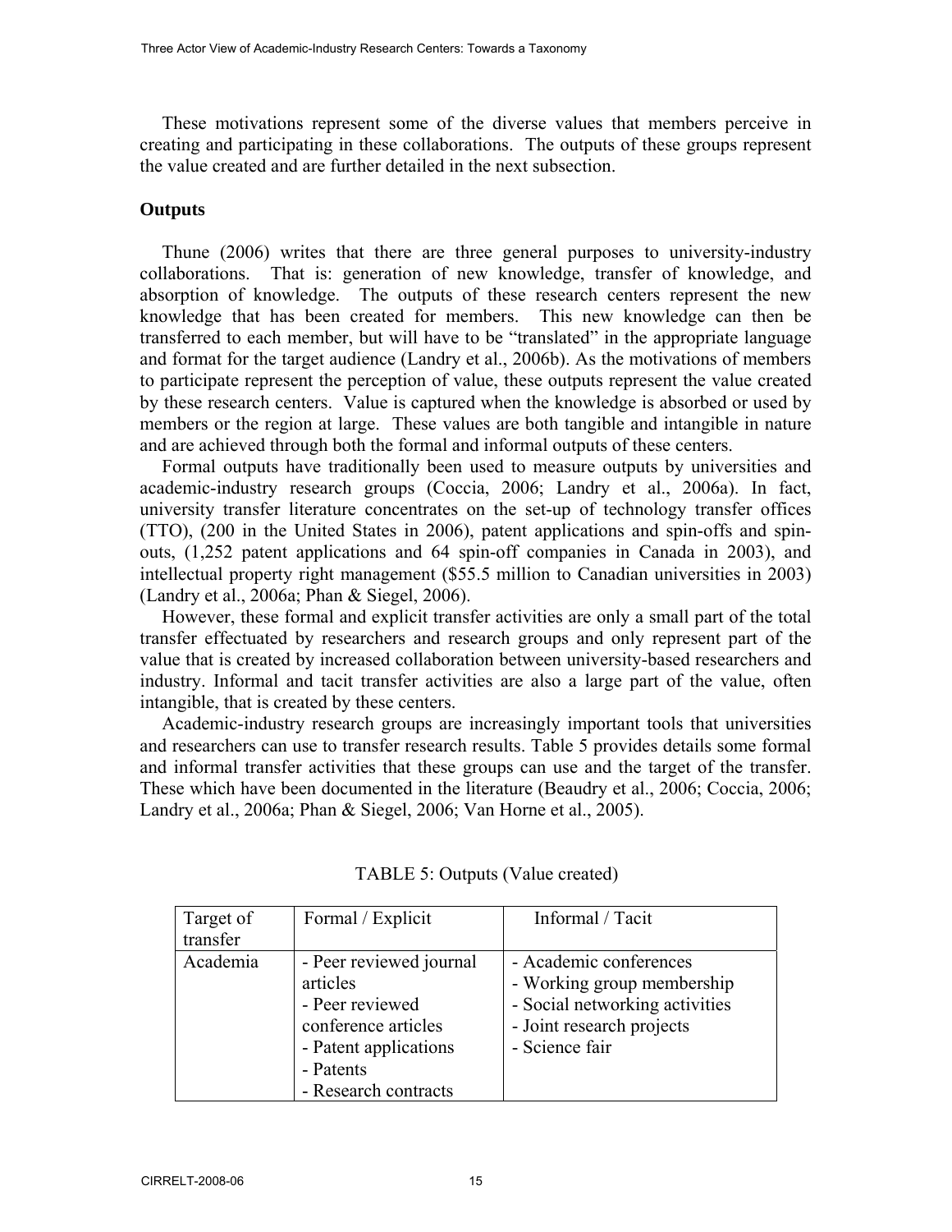These motivations represent some of the diverse values that members perceive in creating and participating in these collaborations. The outputs of these groups represent the value created and are further detailed in the next subsection.

**Outputs**

Thune (2006) writes that there are three general purposes to university-industry collaborations. That is: generation of new knowledge, transfer of knowledge, and absorption of knowledge. The outputs of these research centers represent the new knowledge that has been created for members. This new knowledge can then be transferred to each member, but will have to be "translated" in the appropriate language and format for the target audience (Landry et al., 2006b). As the motivations of members to participate represent the perception of value, these outputs represent the value created by these research centers. Value is captured when the knowledge is absorbed or used by members or the region at large. These values are both tangible and intangible in nature and are achieved through both the formal and informal outputs of these centers.

Formal outputs have traditionally been used to measure outputs by universities and academic-industry research groups (Coccia, 2006; Landry et al., 2006a). In fact, university transfer literature concentrates on the set-up of technology transfer offices (TTO), (200 in the United States in 2006), patent applications and spin-offs and spin-outs, (1,252 patent applications and 64 spin-off companies in Canada in 2003), and intellectual property right management ($55.5 million to Canadian universities in 2003) (Landry et al., 2006a; Phan & Siegel, 2006).

However, these formal and explicit transfer activities are only a small part of the total transfer effectuated by researchers and research groups and only represent part of the value that is created by increased collaboration between university-based researchers and industry. Informal and tacit transfer activities are also a large part of the value, often intangible, that is created by these centers.

Academic-industry research groups are increasingly important tools that universities and researchers can use to transfer research results. Table 5 provides details some formal and informal transfer activities that these groups can use and the target of the transfer. These which have been documented in the literature (Beaudry et al., 2006; Coccia, 2006; Landry et al., 2006a; Phan & Siegel, 2006; Van Horne et al., 2005).

TABLE 5: Outputs (Value created)

| Target of transfer | Formal / Explicit | Informal / Tacit |
|---|---|---|
| Academia | - Peer reviewed journal articles<br>- Peer reviewed conference articles<br>- Patent applications<br>- Patents<br>- Research contracts | - Academic conferences<br>- Working group membership<br>- Social networking activities<br>- Joint research projects<br>- Science fair |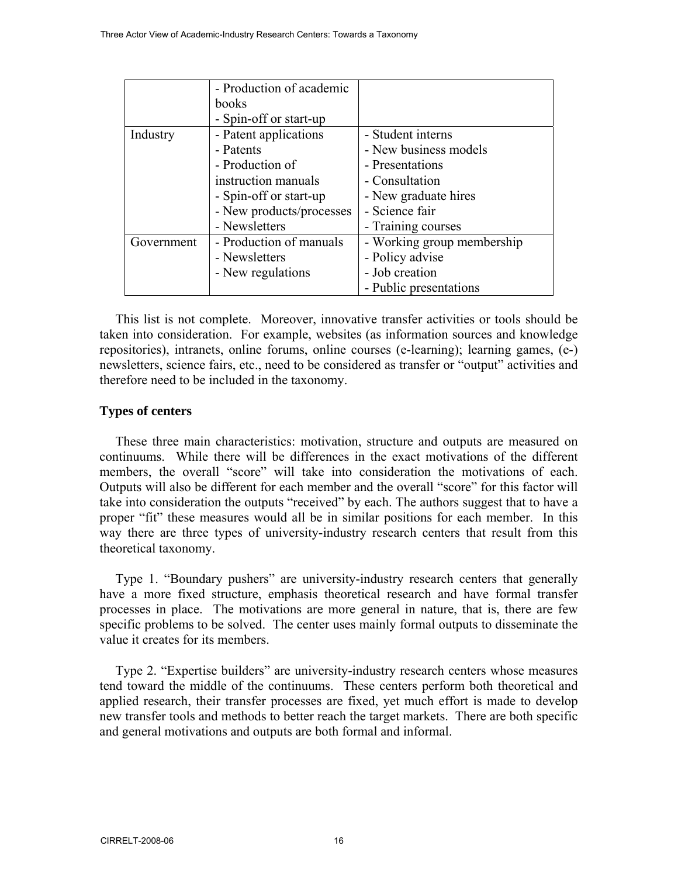| | | |
|---|---|---|
| | - Production of academic books<br>- Spin-off or start-up | |
| Industry | - Patent applications<br>- Patents<br>- Production of instruction manuals<br>- Spin-off or start-up<br>- New products/processes<br>- Newsletters | - Student interns<br>- New business models<br>- Presentations<br>- Consultation<br>- New graduate hires<br>- Science fair<br>- Training courses |
| Government | - Production of manuals<br>- Newsletters<br>- New regulations | - Working group membership<br>- Policy advise<br>- Job creation<br>- Public presentations |

This list is not complete. Moreover, innovative transfer activities or tools should be taken into consideration. For example, websites (as information sources and knowledge repositories), intranets, online forums, online courses (e-learning); learning games, (e-) newsletters, science fairs, etc., need to be considered as transfer or "output" activities and therefore need to be included in the taxonomy.

## Types of centers

These three main characteristics: motivation, structure and outputs are measured on continuums. While there will be differences in the exact motivations of the different members, the overall "score" will take into consideration the motivations of each. Outputs will also be different for each member and the overall "score" for this factor will take into consideration the outputs "received" by each. The authors suggest that to have a proper "fit" these measures would all be in similar positions for each member. In this way there are three types of university-industry research centers that result from this theoretical taxonomy.

Type 1. "Boundary pushers" are university-industry research centers that generally have a more fixed structure, emphasis theoretical research and have formal transfer processes in place. The motivations are more general in nature, that is, there are few specific problems to be solved. The center uses mainly formal outputs to disseminate the value it creates for its members.

Type 2. "Expertise builders" are university-industry research centers whose measures tend toward the middle of the continuums. These centers perform both theoretical and applied research, their transfer processes are fixed, yet much effort is made to develop new transfer tools and methods to better reach the target markets. There are both specific and general motivations and outputs are both formal and informal.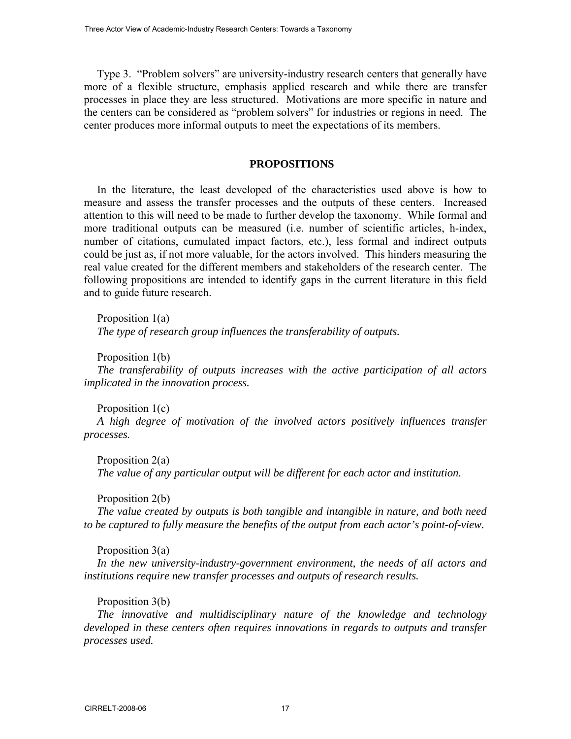Type 3. "Problem solvers" are university-industry research centers that generally have more of a flexible structure, emphasis applied research and while there are transfer processes in place they are less structured. Motivations are more specific in nature and the centers can be considered as "problem solvers" for industries or regions in need. The center produces more informal outputs to meet the expectations of its members.

## PROPOSITIONS

In the literature, the least developed of the characteristics used above is how to measure and assess the transfer processes and the outputs of these centers. Increased attention to this will need to be made to further develop the taxonomy. While formal and more traditional outputs can be measured (i.e. number of scientific articles, h-index, number of citations, cumulated impact factors, etc.), less formal and indirect outputs could be just as, if not more valuable, for the actors involved. This hinders measuring the real value created for the different members and stakeholders of the research center. The following propositions are intended to identify gaps in the current literature in this field and to guide future research.

Proposition 1(a)
*The type of research group influences the transferability of outputs.*

Proposition 1(b)
*The transferability of outputs increases with the active participation of all actors implicated in the innovation process.*

Proposition 1(c)
*A high degree of motivation of the involved actors positively influences transfer processes.*

Proposition 2(a)
*The value of any particular output will be different for each actor and institution.*

Proposition 2(b)
*The value created by outputs is both tangible and intangible in nature, and both need to be captured to fully measure the benefits of the output from each actor's point-of-view.*

Proposition 3(a)
*In the new university-industry-government environment, the needs of all actors and institutions require new transfer processes and outputs of research results.*

Proposition 3(b)
*The innovative and multidisciplinary nature of the knowledge and technology developed in these centers often requires innovations in regards to outputs and transfer processes used.*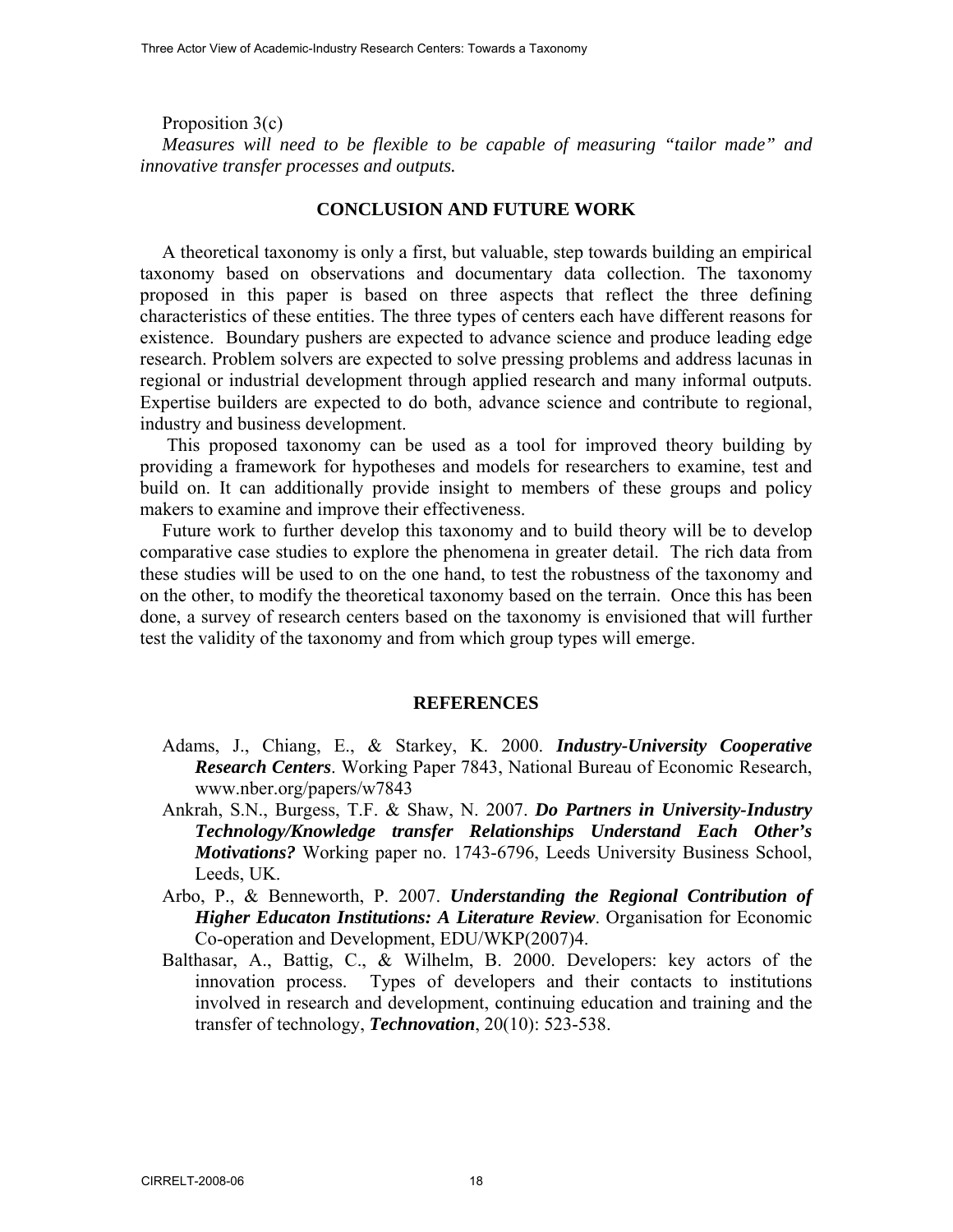Proposition 3(c)

*Measures will need to be flexible to be capable of measuring "tailor made" and innovative transfer processes and outputs.*

## CONCLUSION AND FUTURE WORK

A theoretical taxonomy is only a first, but valuable, step towards building an empirical taxonomy based on observations and documentary data collection. The taxonomy proposed in this paper is based on three aspects that reflect the three defining characteristics of these entities. The three types of centers each have different reasons for existence. Boundary pushers are expected to advance science and produce leading edge research. Problem solvers are expected to solve pressing problems and address lacunas in regional or industrial development through applied research and many informal outputs. Expertise builders are expected to do both, advance science and contribute to regional, industry and business development.

This proposed taxonomy can be used as a tool for improved theory building by providing a framework for hypotheses and models for researchers to examine, test and build on. It can additionally provide insight to members of these groups and policy makers to examine and improve their effectiveness.

Future work to further develop this taxonomy and to build theory will be to develop comparative case studies to explore the phenomena in greater detail. The rich data from these studies will be used to on the one hand, to test the robustness of the taxonomy and on the other, to modify the theoretical taxonomy based on the terrain. Once this has been done, a survey of research centers based on the taxonomy is envisioned that will further test the validity of the taxonomy and from which group types will emerge.

## REFERENCES

Adams, J., Chiang, E., & Starkey, K. 2000. ***Industry-University Cooperative Research Centers***. Working Paper 7843, National Bureau of Economic Research, www.nber.org/papers/w7843

Ankrah, S.N., Burgess, T.F. & Shaw, N. 2007. ***Do Partners in University-Industry Technology/Knowledge transfer Relationships Understand Each Other's Motivations?*** Working paper no. 1743-6796, Leeds University Business School, Leeds, UK.

Arbo, P., & Benneworth, P. 2007. ***Understanding the Regional Contribution of Higher Educaton Institutions: A Literature Review***. Organisation for Economic Co-operation and Development, EDU/WKP(2007)4.

Balthasar, A., Battig, C., & Wilhelm, B. 2000. Developers: key actors of the innovation process. Types of developers and their contacts to institutions involved in research and development, continuing education and training and the transfer of technology, ***Technovation***, 20(10): 523-538.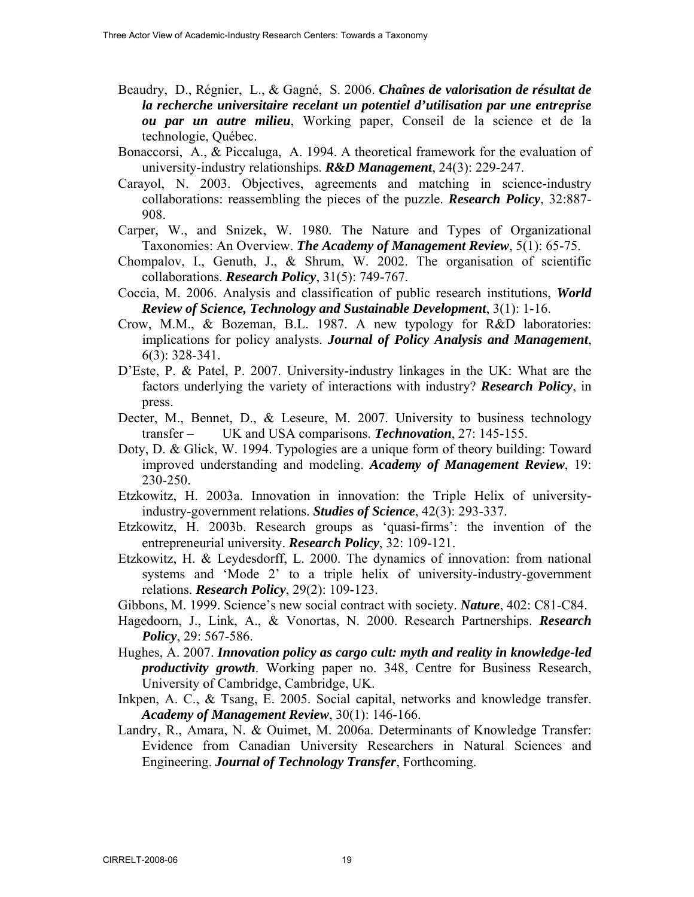Beaudry, D., Régnier, L., & Gagné, S. 2006. ***Chaînes de valorisation de résultat de la recherche universitaire recelant un potentiel d'utilisation par une entreprise ou par un autre milieu***, Working paper, Conseil de la science et de la technologie, Québec.

Bonaccorsi, A., & Piccaluga, A. 1994. A theoretical framework for the evaluation of university-industry relationships. ***R&D Management***, 24(3): 229-247.

Carayol, N. 2003. Objectives, agreements and matching in science-industry collaborations: reassembling the pieces of the puzzle. ***Research Policy***, 32:887-908.

Carper, W., and Snizek, W. 1980. The Nature and Types of Organizational Taxonomies: An Overview. ***The Academy of Management Review***, 5(1): 65-75.

Chompalov, I., Genuth, J., & Shrum, W. 2002. The organisation of scientific collaborations. ***Research Policy***, 31(5): 749-767.

Coccia, M. 2006. Analysis and classification of public research institutions, ***World Review of Science, Technology and Sustainable Development***, 3(1): 1-16.

Crow, M.M., & Bozeman, B.L. 1987. A new typology for R&D laboratories: implications for policy analysts. ***Journal of Policy Analysis and Management***, 6(3): 328-341.

D'Este, P. & Patel, P. 2007. University-industry linkages in the UK: What are the factors underlying the variety of interactions with industry? ***Research Policy***, in press.

Decter, M., Bennet, D., & Leseure, M. 2007. University to business technology transfer – UK and USA comparisons. ***Technovation***, 27: 145-155.

Doty, D. & Glick, W. 1994. Typologies are a unique form of theory building: Toward improved understanding and modeling. ***Academy of Management Review***, 19: 230-250.

Etzkowitz, H. 2003a. Innovation in innovation: the Triple Helix of university-industry-government relations. ***Studies of Science***, 42(3): 293-337.

Etzkowitz, H. 2003b. Research groups as 'quasi-firms': the invention of the entrepreneurial university. ***Research Policy***, 32: 109-121.

Etzkowitz, H. & Leydesdorff, L. 2000. The dynamics of innovation: from national systems and 'Mode 2' to a triple helix of university-industry-government relations. ***Research Policy***, 29(2): 109-123.

Gibbons, M. 1999. Science's new social contract with society. ***Nature***, 402: C81-C84.

Hagedoorn, J., Link, A., & Vonortas, N. 2000. Research Partnerships. ***Research Policy***, 29: 567-586.

Hughes, A. 2007. ***Innovation policy as cargo cult: myth and reality in knowledge-led productivity growth***. Working paper no. 348, Centre for Business Research, University of Cambridge, Cambridge, UK.

Inkpen, A. C., & Tsang, E. 2005. Social capital, networks and knowledge transfer. ***Academy of Management Review***, 30(1): 146-166.

Landry, R., Amara, N. & Ouimet, M. 2006a. Determinants of Knowledge Transfer: Evidence from Canadian University Researchers in Natural Sciences and Engineering. ***Journal of Technology Transfer***, Forthcoming.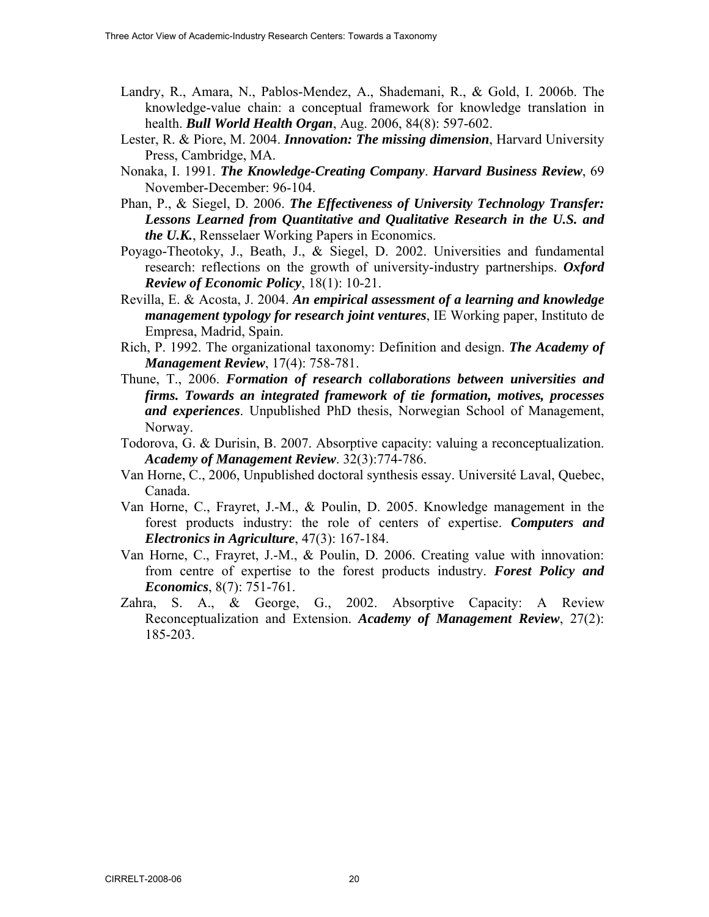Landry, R., Amara, N., Pablos-Mendez, A., Shademani, R., & Gold, I. 2006b. The knowledge-value chain: a conceptual framework for knowledge translation in health. ***Bull World Health Organ***, Aug. 2006, 84(8): 597-602.

Lester, R. & Piore, M. 2004. ***Innovation: The missing dimension***, Harvard University Press, Cambridge, MA.

Nonaka, I. 1991. ***The Knowledge-Creating Company***. ***Harvard Business Review***, 69 November-December: 96-104.

Phan, P., & Siegel, D. 2006. ***The Effectiveness of University Technology Transfer: Lessons Learned from Quantitative and Qualitative Research in the U.S. and the U.K.***, Rensselaer Working Papers in Economics.

Poyago-Theotoky, J., Beath, J., & Siegel, D. 2002. Universities and fundamental research: reflections on the growth of university-industry partnerships. ***Oxford Review of Economic Policy***, 18(1): 10-21.

Revilla, E. & Acosta, J. 2004. ***An empirical assessment of a learning and knowledge management typology for research joint ventures***, IE Working paper, Instituto de Empresa, Madrid, Spain.

Rich, P. 1992. The organizational taxonomy: Definition and design. ***The Academy of Management Review***, 17(4): 758-781.

Thune, T., 2006. ***Formation of research collaborations between universities and firms. Towards an integrated framework of tie formation, motives, processes and experiences***. Unpublished PhD thesis, Norwegian School of Management, Norway.

Todorova, G. & Durisin, B. 2007. Absorptive capacity: valuing a reconceptualization. ***Academy of Management Review***. 32(3):774-786.

Van Horne, C., 2006, Unpublished doctoral synthesis essay. Université Laval, Quebec, Canada.

Van Horne, C., Frayret, J.-M., & Poulin, D. 2005. Knowledge management in the forest products industry: the role of centers of expertise. ***Computers and Electronics in Agriculture***, 47(3): 167-184.

Van Horne, C., Frayret, J.-M., & Poulin, D. 2006. Creating value with innovation: from centre of expertise to the forest products industry. ***Forest Policy and Economics***, 8(7): 751-761.

Zahra, S. A., & George, G., 2002. Absorptive Capacity: A Review Reconceptualization and Extension. ***Academy of Management Review***, 27(2): 185-203.